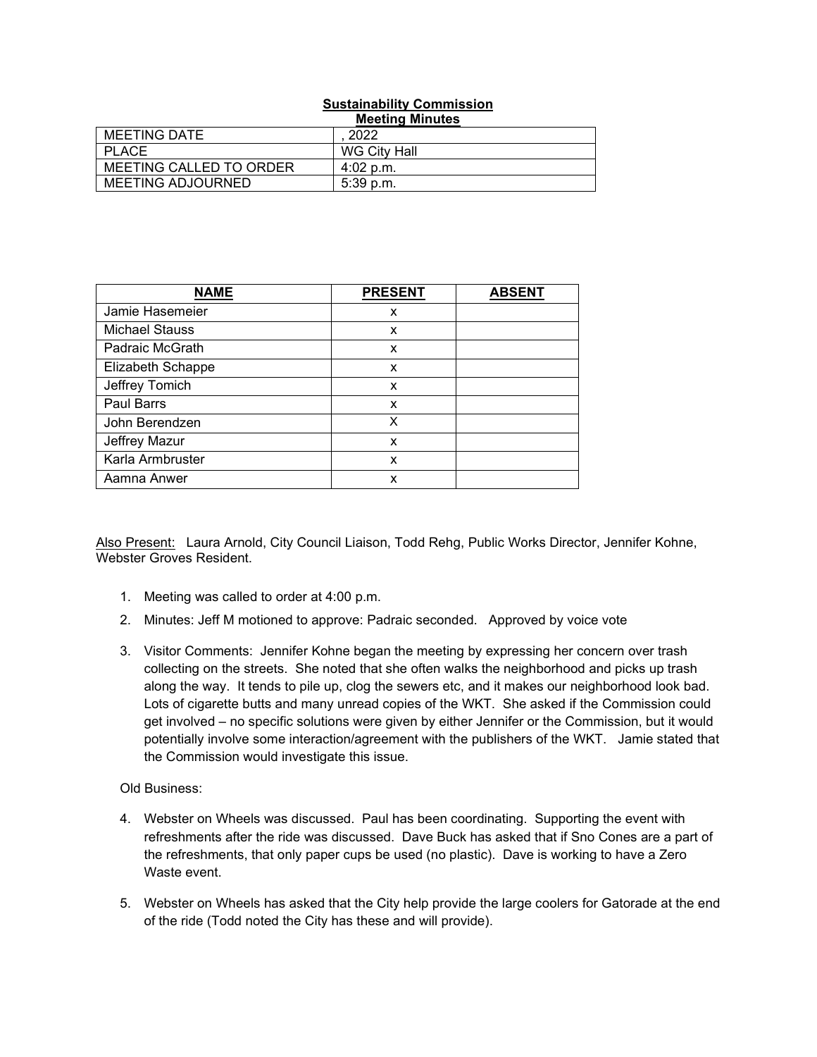**Sustainability Commission**
**Meeting Minutes**

| MEETING DATE | , 2022 |
|---|---|
| PLACE | WG City Hall |
| MEETING CALLED TO ORDER | 4:02 p.m. |
| MEETING ADJOURNED | 5:39 p.m. |

| NAME | PRESENT | ABSENT |
|---|---|---|
| Jamie Hasemeier | x | |
| Michael Stauss | x | |
| Padraic McGrath | x | |
| Elizabeth Schappe | x | |
| Jeffrey Tomich | x | |
| Paul Barrs | x | |
| John Berendzen | X | |
| Jeffrey Mazur | x | |
| Karla Armbruster | x | |
| Aamna Anwer | x | |

Also Present: Laura Arnold, City Council Liaison, Todd Rehg, Public Works Director, Jennifer Kohne, Webster Groves Resident.

1. Meeting was called to order at 4:00 p.m.
2. Minutes: Jeff M motioned to approve: Padraic seconded. Approved by voice vote
3. Visitor Comments: Jennifer Kohne began the meeting by expressing her concern over trash collecting on the streets. She noted that she often walks the neighborhood and picks up trash along the way. It tends to pile up, clog the sewers etc, and it makes our neighborhood look bad. Lots of cigarette butts and many unread copies of the WKT. She asked if the Commission could get involved – no specific solutions were given by either Jennifer or the Commission, but it would potentially involve some interaction/agreement with the publishers of the WKT. Jamie stated that the Commission would investigate this issue.

Old Business:

4. Webster on Wheels was discussed. Paul has been coordinating. Supporting the event with refreshments after the ride was discussed. Dave Buck has asked that if Sno Cones are a part of the refreshments, that only paper cups be used (no plastic). Dave is working to have a Zero Waste event.
5. Webster on Wheels has asked that the City help provide the large coolers for Gatorade at the end of the ride (Todd noted the City has these and will provide).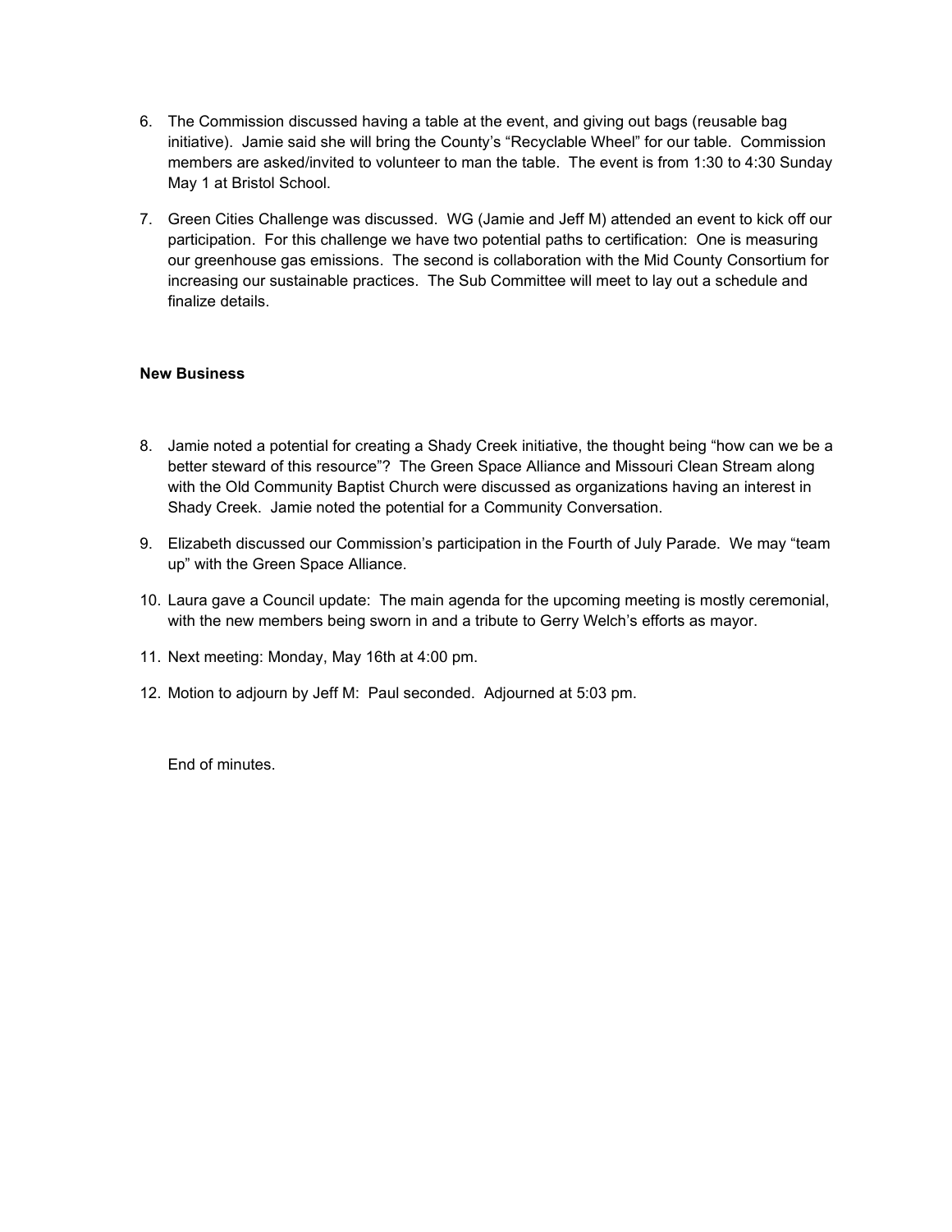6. The Commission discussed having a table at the event, and giving out bags (reusable bag initiative). Jamie said she will bring the County's "Recyclable Wheel" for our table. Commission members are asked/invited to volunteer to man the table. The event is from 1:30 to 4:30 Sunday May 1 at Bristol School.

7. Green Cities Challenge was discussed. WG (Jamie and Jeff M) attended an event to kick off our participation. For this challenge we have two potential paths to certification: One is measuring our greenhouse gas emissions. The second is collaboration with the Mid County Consortium for increasing our sustainable practices. The Sub Committee will meet to lay out a schedule and finalize details.

**New Business**

8. Jamie noted a potential for creating a Shady Creek initiative, the thought being "how can we be a better steward of this resource"? The Green Space Alliance and Missouri Clean Stream along with the Old Community Baptist Church were discussed as organizations having an interest in Shady Creek. Jamie noted the potential for a Community Conversation.

9. Elizabeth discussed our Commission's participation in the Fourth of July Parade. We may "team up" with the Green Space Alliance.

10. Laura gave a Council update: The main agenda for the upcoming meeting is mostly ceremonial, with the new members being sworn in and a tribute to Gerry Welch's efforts as mayor.

11. Next meeting: Monday, May 16th at 4:00 pm.

12. Motion to adjourn by Jeff M: Paul seconded. Adjourned at 5:03 pm.

End of minutes.